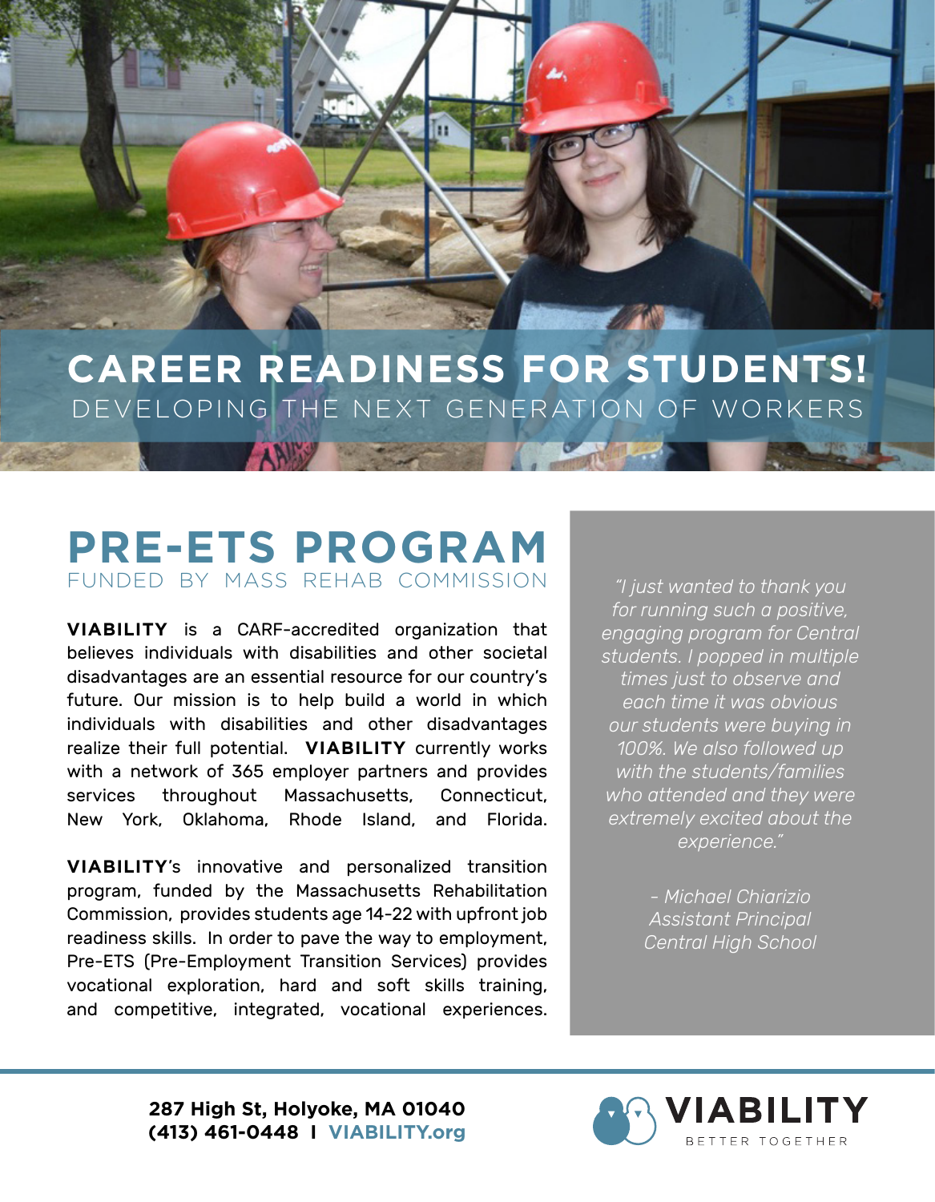# CAREER READINESS FOR STUDENTS!

DEVELOPING THE NEXT GENERATION OF WORKERS

## PRE-ETS PROGRAM

FUNDED BY MASS REHAB COMMISSION

**VIABILITY** is a CARF-accredited organization that believes individuals with disabilities and other societal disadvantages are an essential resource for our country's future. Our mission is to help build a world in which individuals with disabilities and other disadvantages realize their full potential. **VIABILITY** currently works with a network of 365 employer partners and provides services throughout Massachusetts, Connecticut, New York, Oklahoma, Rhode Island, and Florida.

**VIABILITY**'s innovative and personalized transition program, funded by the Massachusetts Rehabilitation Commission, provides students age 14-22 with upfront job readiness skills. In order to pave the way to employment, Pre-ETS (Pre-Employment Transition Services) provides vocational exploration, hard and soft skills training, and competitive, integrated, vocational experiences.

*"I just wanted to thank you for running such a positive, engaging program for Central students. I popped in multiple times just to observe and each time it was obvious our students were buying in 100%. We also followed up with the students/families who attended and they were extremely excited about the experience."*

*- Michael Chiarizio*
*Assistant Principal*
*Central High School*

**287 High St, Holyoke, MA 01040**
**(413) 461-0448 I VIABILITY.org**

VIABILITY
BETTER TOGETHER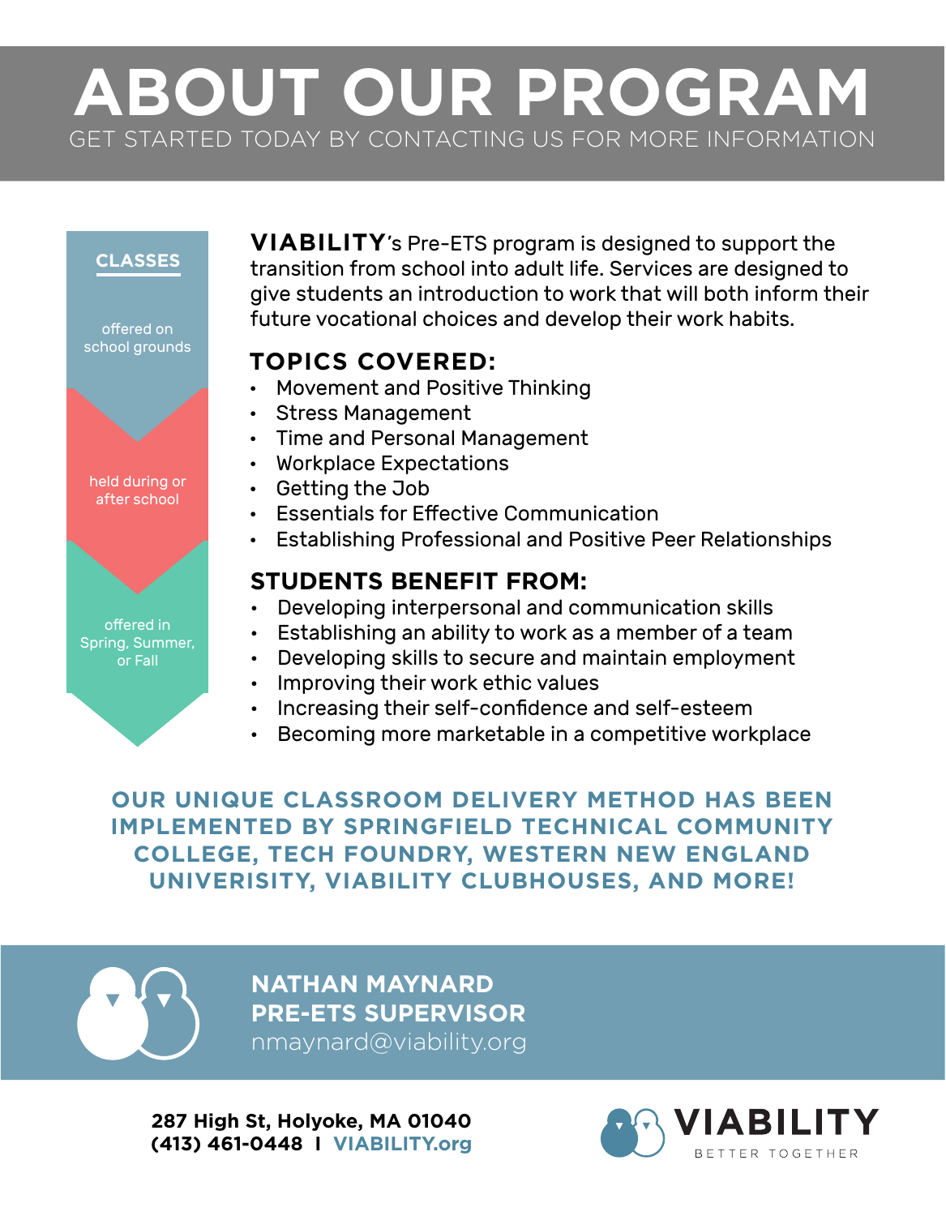# ABOUT OUR PROGRAM

GET STARTED TODAY BY CONTACTING US FOR MORE INFORMATION

**CLASSES**

offered on school grounds

held during or after school

offered in Spring, Summer, or Fall

**VIABILITY**'s Pre-ETS program is designed to support the transition from school into adult life. Services are designed to give students an introduction to work that will both inform their future vocational choices and develop their work habits.

## TOPICS COVERED:

- Movement and Positive Thinking
- Stress Management
- Time and Personal Management
- Workplace Expectations
- Getting the Job
- Essentials for Effective Communication
- Establishing Professional and Positive Peer Relationships

## STUDENTS BENEFIT FROM:

- Developing interpersonal and communication skills
- Establishing an ability to work as a member of a team
- Developing skills to secure and maintain employment
- Improving their work ethic values
- Increasing their self-confidence and self-esteem
- Becoming more marketable in a competitive workplace

**OUR UNIQUE CLASSROOM DELIVERY METHOD HAS BEEN IMPLEMENTED BY SPRINGFIELD TECHNICAL COMMUNITY COLLEGE, TECH FOUNDRY, WESTERN NEW ENGLAND UNIVERISITY, VIABILITY CLUBHOUSES, AND MORE!**

**NATHAN MAYNARD**
**PRE-ETS SUPERVISOR**
nmaynard@viability.org

**287 High St, Holyoke, MA 01040**
**(413) 461-0448 I VIABILITY.org**

VIABILITY
BETTER TOGETHER